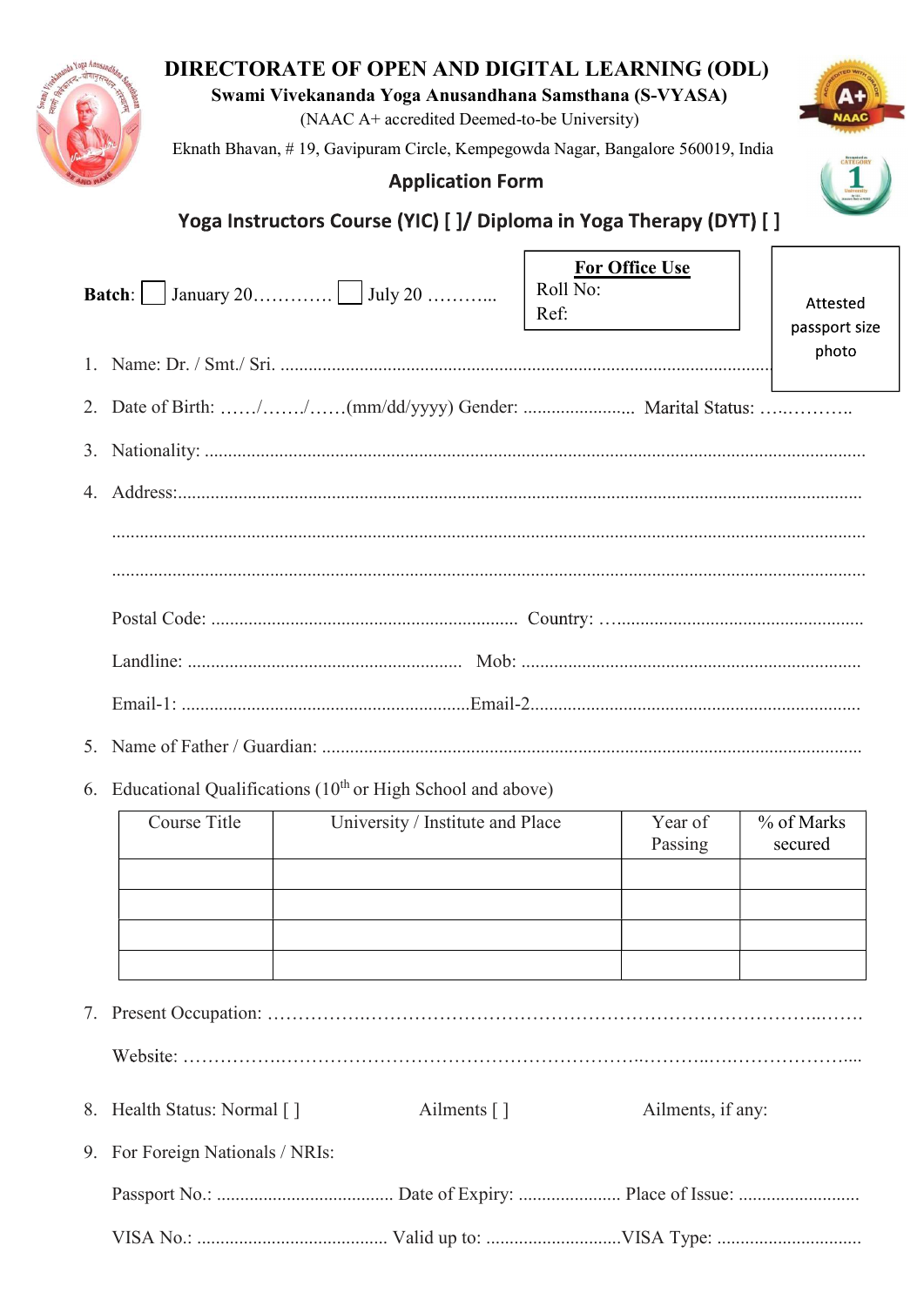# DIRECTORATE OF OPEN AND DIGITAL LEARNING (ODL)

**Swami Vivekananda Yoga Anusandhana Samsthana (S-VYASA)**

(NAAC A+ accredited Deemed-to-be University)

Eknath Bhavan, # 19, Gavipuram Circle, Kempegowda Nagar, Bangalore 560019, India

## Application Form

## Yoga Instructors Course (YIC) [ ]/ Diploma in Yoga Therapy (DYT) [ ]

**Batch**: ☐ January 20………… ☐ July 20 ………..

**For Office Use**
Roll No:
Ref:

Attested passport size photo

1. Name: Dr. / Smt./ Sri. ..........................................................................................................

2. Date of Birth: ……/……./……(mm/dd/yyyy) Gender: ........................ Marital Status: …..………..

3. Nationality: ..........................................................................................................................

4. Address:................................................................................................................................

   ..........................................................................................................................................

   ..........................................................................................................................................

   Postal Code: ................................................................. Country: …....................................................

   Landline: .......................................................... Mob: ........................................................................

   Email-1: .............................................................Email-2.......................................................................

5. Name of Father / Guardian: ...................................................................................................

6. Educational Qualifications (10th or High School and above)

| Course Title | University / Institute and Place | Year of Passing | % of Marks secured |
|---|---|---|---|
| | | | |
| | | | |
| | | | |
| | | | |

7. Present Occupation: …………….………………………………………………………………..…….

   Website: …………….………………………………………………..………..…..…………………....

8. Health Status: Normal [ ]   Ailments [ ]   Ailments, if any:

9. For Foreign Nationals / NRIs:

   Passport No.: ..................................... Date of Expiry: ...................... Place of Issue: ..........................

   VISA No.: ......................................... Valid up to: ............................VISA Type: ..............................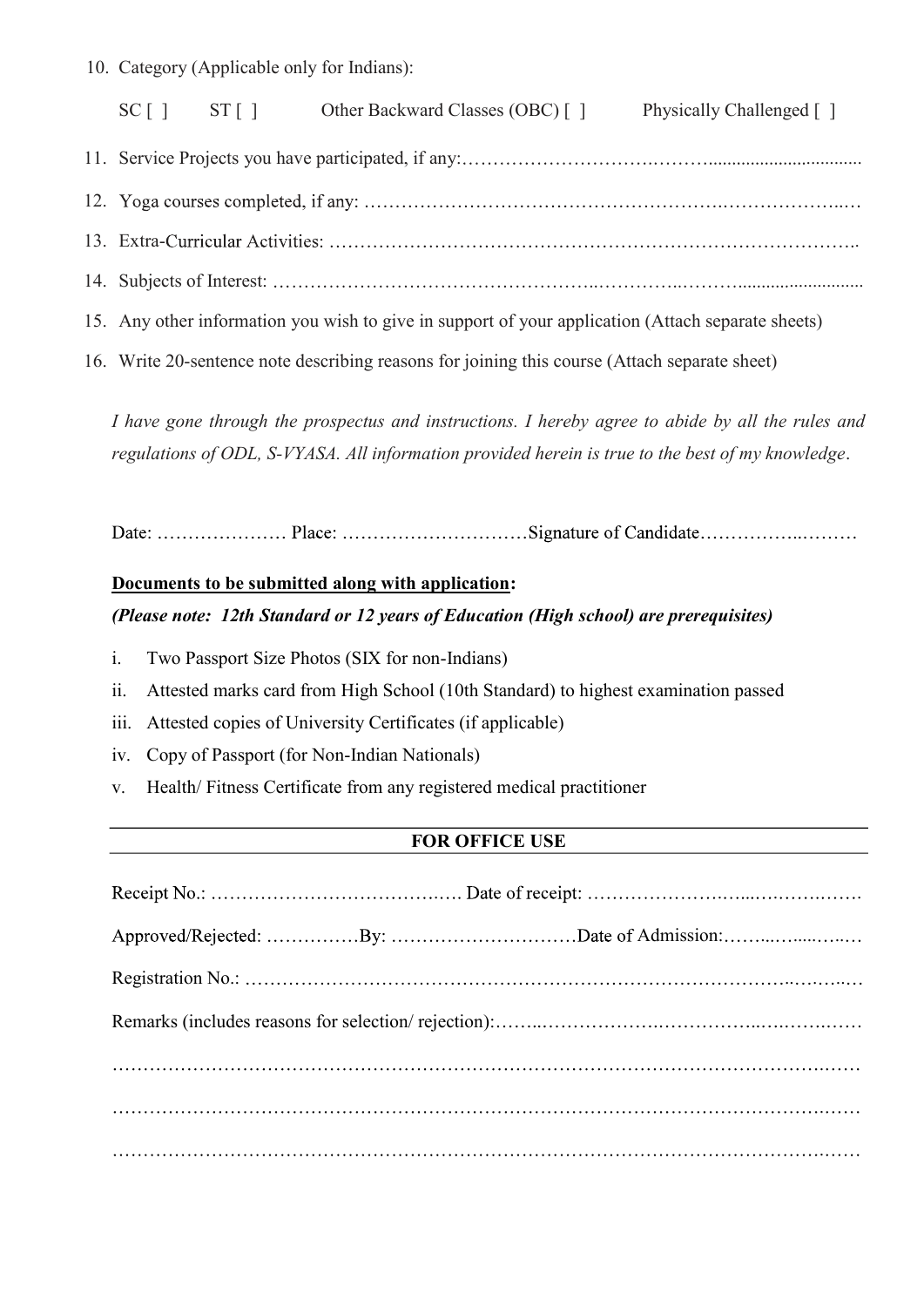10. Category (Applicable only for Indians):

    SC [ ]    ST [ ]    Other Backward Classes (OBC) [ ]    Physically Challenged [ ]

11. Service Projects you have participated, if any:……………………………………………………………

12. Yoga courses completed, if any: ……………………………………………………………………………

13. Extra-Curricular Activities: …………………………………………………………………………………

14. Subjects of Interest: ………………………………………………………………………………………

15. Any other information you wish to give in support of your application (Attach separate sheets)

16. Write 20-sentence note describing reasons for joining this course (Attach separate sheet)

*I have gone through the prospectus and instructions. I hereby agree to abide by all the rules and regulations of ODL, S-VYASA. All information provided herein is true to the best of my knowledge.*

Date: ………………… Place: ………………………… Signature of Candidate…………………

**Documents to be submitted along with application:**

***(Please note: 12th Standard or 12 years of Education (High school) are prerequisites)***

i. Two Passport Size Photos (SIX for non-Indians)
ii. Attested marks card from High School (10th Standard) to highest examination passed
iii. Attested copies of University Certificates (if applicable)
iv. Copy of Passport (for Non-Indian Nationals)
v. Health/ Fitness Certificate from any registered medical practitioner

---

**FOR OFFICE USE**

Receipt No.: ………………………………… Date of receipt: ……………………………………

Approved/Rejected: ……………By: …………………………Date of Admission:……………

Registration No.: …………………………………………………………………………………………

Remarks (includes reasons for selection/ rejection):……………………………………………………

……………………………………………………………………………………………………………

……………………………………………………………………………………………………………

……………………………………………………………………………………………………………